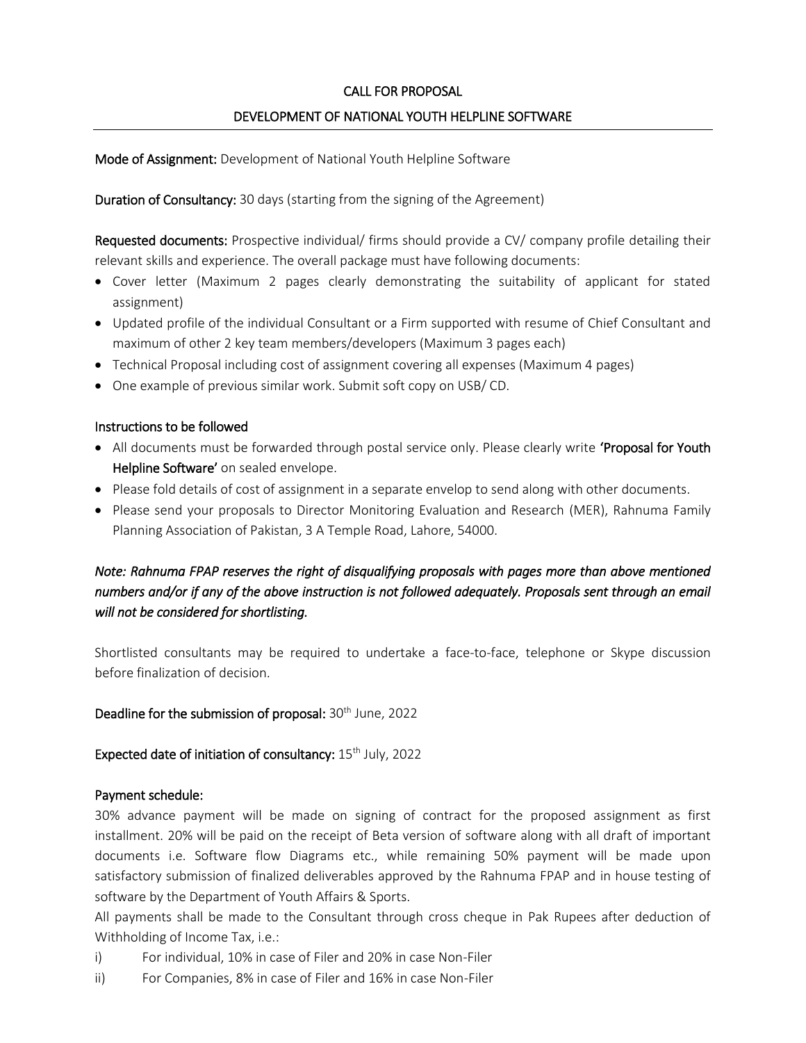# CALL FOR PROPOSAL

## DEVELOPMENT OF NATIONAL YOUTH HELPLINE SOFTWARE

**Mode of Assignment:** Development of National Youth Helpline Software

**Duration of Consultancy:** 30 days (starting from the signing of the Agreement)

**Requested documents:** Prospective individual/ firms should provide a CV/ company profile detailing their relevant skills and experience. The overall package must have following documents:

- Cover letter (Maximum 2 pages clearly demonstrating the suitability of applicant for stated assignment)
- Updated profile of the individual Consultant or a Firm supported with resume of Chief Consultant and maximum of other 2 key team members/developers (Maximum 3 pages each)
- Technical Proposal including cost of assignment covering all expenses (Maximum 4 pages)
- One example of previous similar work. Submit soft copy on USB/ CD.

### Instructions to be followed

- All documents must be forwarded through postal service only. Please clearly write **'Proposal for Youth Helpline Software'** on sealed envelope.
- Please fold details of cost of assignment in a separate envelop to send along with other documents.
- Please send your proposals to Director Monitoring Evaluation and Research (MER), Rahnuma Family Planning Association of Pakistan, 3 A Temple Road, Lahore, 54000.

*Note: Rahnuma FPAP reserves the right of disqualifying proposals with pages more than above mentioned numbers and/or if any of the above instruction is not followed adequately. Proposals sent through an email will not be considered for shortlisting.*

Shortlisted consultants may be required to undertake a face-to-face, telephone or Skype discussion before finalization of decision.

**Deadline for the submission of proposal:** 30th June, 2022

**Expected date of initiation of consultancy:** 15th July, 2022

### Payment schedule:

30% advance payment will be made on signing of contract for the proposed assignment as first installment. 20% will be paid on the receipt of Beta version of software along with all draft of important documents i.e. Software flow Diagrams etc., while remaining 50% payment will be made upon satisfactory submission of finalized deliverables approved by the Rahnuma FPAP and in house testing of software by the Department of Youth Affairs & Sports.

All payments shall be made to the Consultant through cross cheque in Pak Rupees after deduction of Withholding of Income Tax, i.e.:

i) For individual, 10% in case of Filer and 20% in case Non-Filer

ii) For Companies, 8% in case of Filer and 16% in case Non-Filer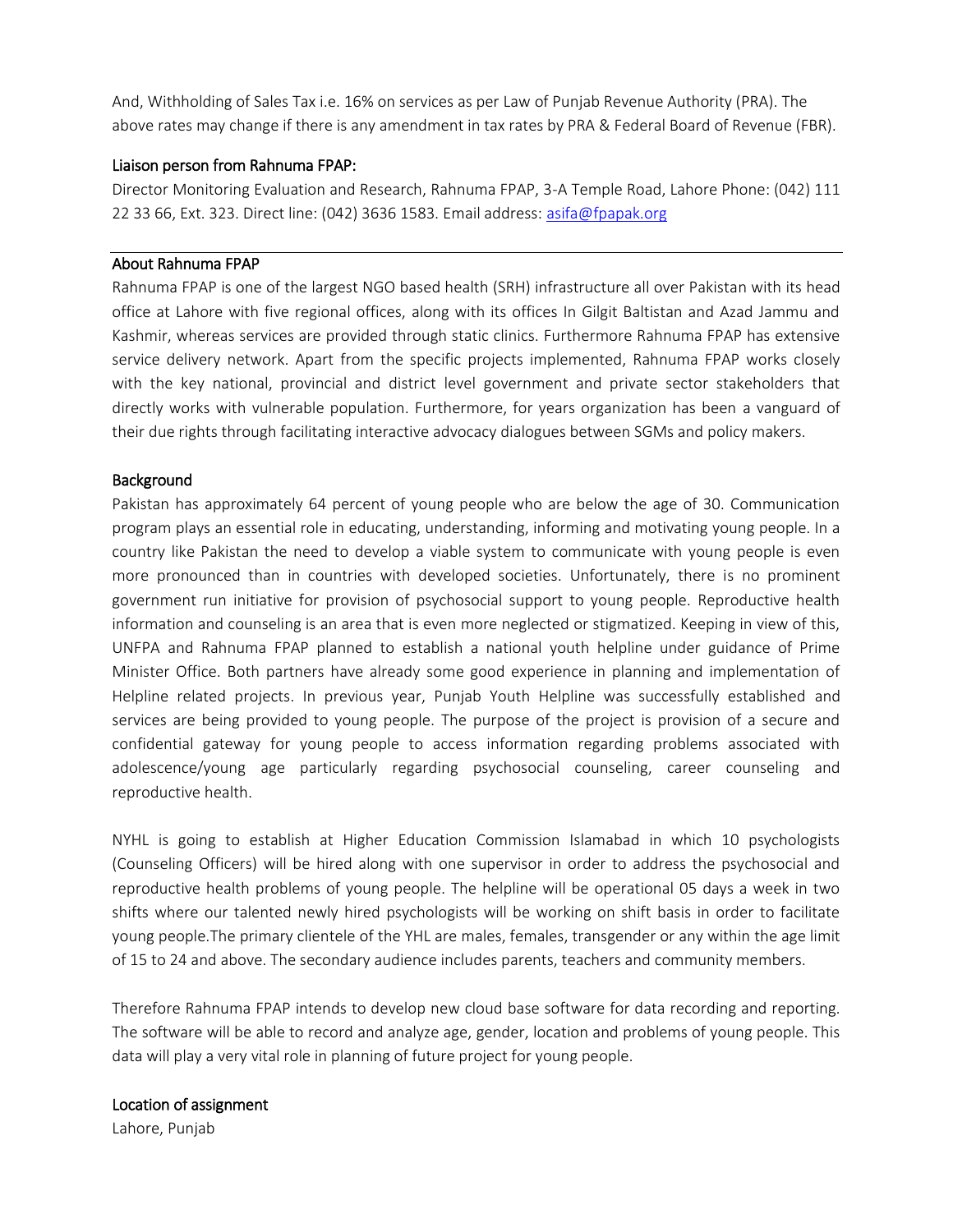And, Withholding of Sales Tax i.e. 16% on services as per Law of Punjab Revenue Authority (PRA). The above rates may change if there is any amendment in tax rates by PRA & Federal Board of Revenue (FBR).

## Liaison person from Rahnuma FPAP:

Director Monitoring Evaluation and Research, Rahnuma FPAP, 3-A Temple Road, Lahore Phone: (042) 111 22 33 66, Ext. 323. Direct line: (042) 3636 1583. Email address: asifa@fpapak.org

---

## About Rahnuma FPAP

Rahnuma FPAP is one of the largest NGO based health (SRH) infrastructure all over Pakistan with its head office at Lahore with five regional offices, along with its offices In Gilgit Baltistan and Azad Jammu and Kashmir, whereas services are provided through static clinics. Furthermore Rahnuma FPAP has extensive service delivery network. Apart from the specific projects implemented, Rahnuma FPAP works closely with the key national, provincial and district level government and private sector stakeholders that directly works with vulnerable population. Furthermore, for years organization has been a vanguard of their due rights through facilitating interactive advocacy dialogues between SGMs and policy makers.

## Background

Pakistan has approximately 64 percent of young people who are below the age of 30. Communication program plays an essential role in educating, understanding, informing and motivating young people. In a country like Pakistan the need to develop a viable system to communicate with young people is even more pronounced than in countries with developed societies. Unfortunately, there is no prominent government run initiative for provision of psychosocial support to young people. Reproductive health information and counseling is an area that is even more neglected or stigmatized. Keeping in view of this, UNFPA and Rahnuma FPAP planned to establish a national youth helpline under guidance of Prime Minister Office. Both partners have already some good experience in planning and implementation of Helpline related projects. In previous year, Punjab Youth Helpline was successfully established and services are being provided to young people. The purpose of the project is provision of a secure and confidential gateway for young people to access information regarding problems associated with adolescence/young age particularly regarding psychosocial counseling, career counseling and reproductive health.

NYHL is going to establish at Higher Education Commission Islamabad in which 10 psychologists (Counseling Officers) will be hired along with one supervisor in order to address the psychosocial and reproductive health problems of young people. The helpline will be operational 05 days a week in two shifts where our talented newly hired psychologists will be working on shift basis in order to facilitate young people.The primary clientele of the YHL are males, females, transgender or any within the age limit of 15 to 24 and above. The secondary audience includes parents, teachers and community members.

Therefore Rahnuma FPAP intends to develop new cloud base software for data recording and reporting. The software will be able to record and analyze age, gender, location and problems of young people. This data will play a very vital role in planning of future project for young people.

## Location of assignment

Lahore, Punjab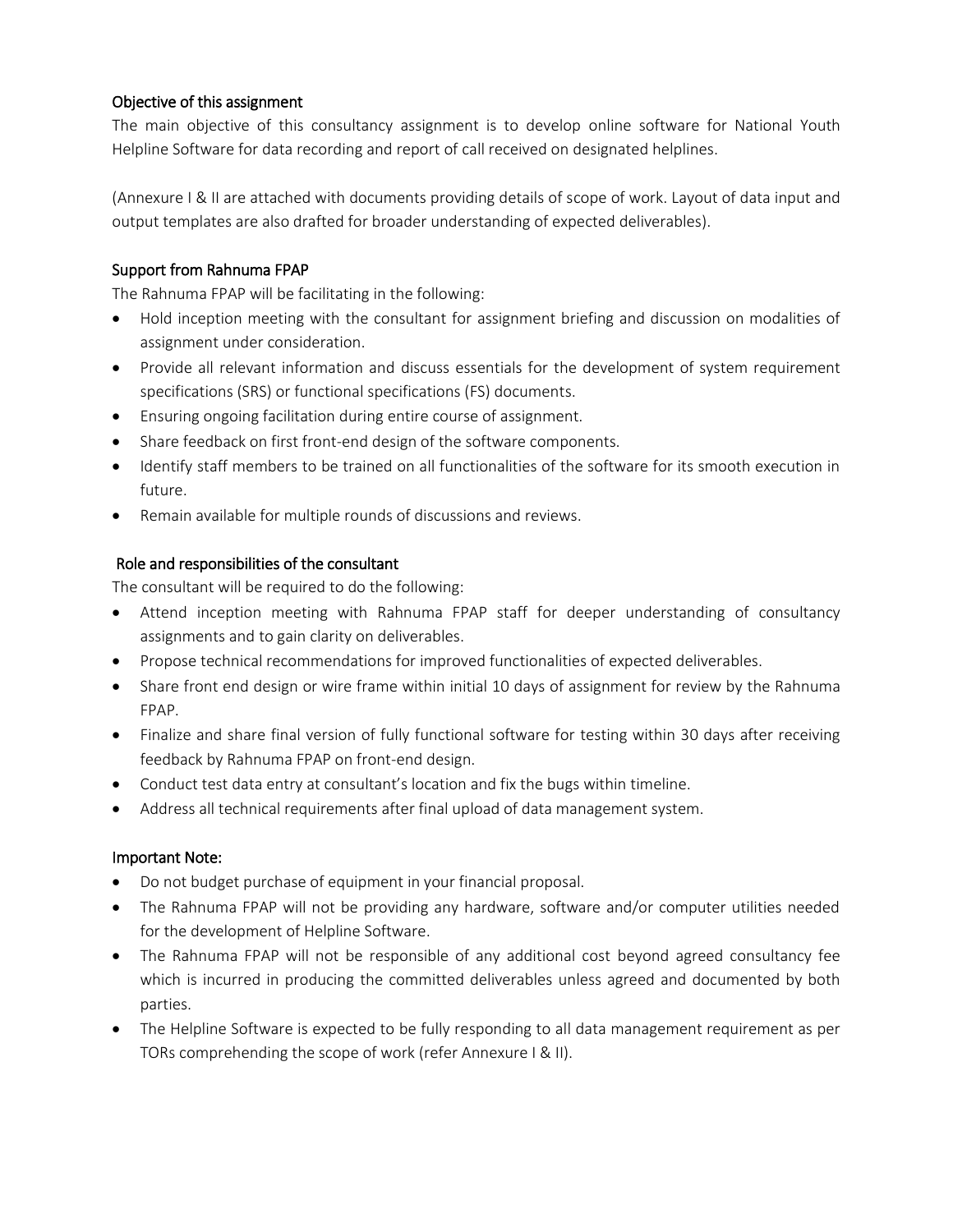### Objective of this assignment

The main objective of this consultancy assignment is to develop online software for National Youth Helpline Software for data recording and report of call received on designated helplines.

(Annexure I & II are attached with documents providing details of scope of work. Layout of data input and output templates are also drafted for broader understanding of expected deliverables).

### Support from Rahnuma FPAP

The Rahnuma FPAP will be facilitating in the following:

- Hold inception meeting with the consultant for assignment briefing and discussion on modalities of assignment under consideration.
- Provide all relevant information and discuss essentials for the development of system requirement specifications (SRS) or functional specifications (FS) documents.
- Ensuring ongoing facilitation during entire course of assignment.
- Share feedback on first front-end design of the software components.
- Identify staff members to be trained on all functionalities of the software for its smooth execution in future.
- Remain available for multiple rounds of discussions and reviews.

### Role and responsibilities of the consultant

The consultant will be required to do the following:

- Attend inception meeting with Rahnuma FPAP staff for deeper understanding of consultancy assignments and to gain clarity on deliverables.
- Propose technical recommendations for improved functionalities of expected deliverables.
- Share front end design or wire frame within initial 10 days of assignment for review by the Rahnuma FPAP.
- Finalize and share final version of fully functional software for testing within 30 days after receiving feedback by Rahnuma FPAP on front-end design.
- Conduct test data entry at consultant's location and fix the bugs within timeline.
- Address all technical requirements after final upload of data management system.

### Important Note:

- Do not budget purchase of equipment in your financial proposal.
- The Rahnuma FPAP will not be providing any hardware, software and/or computer utilities needed for the development of Helpline Software.
- The Rahnuma FPAP will not be responsible of any additional cost beyond agreed consultancy fee which is incurred in producing the committed deliverables unless agreed and documented by both parties.
- The Helpline Software is expected to be fully responding to all data management requirement as per TORs comprehending the scope of work (refer Annexure I & II).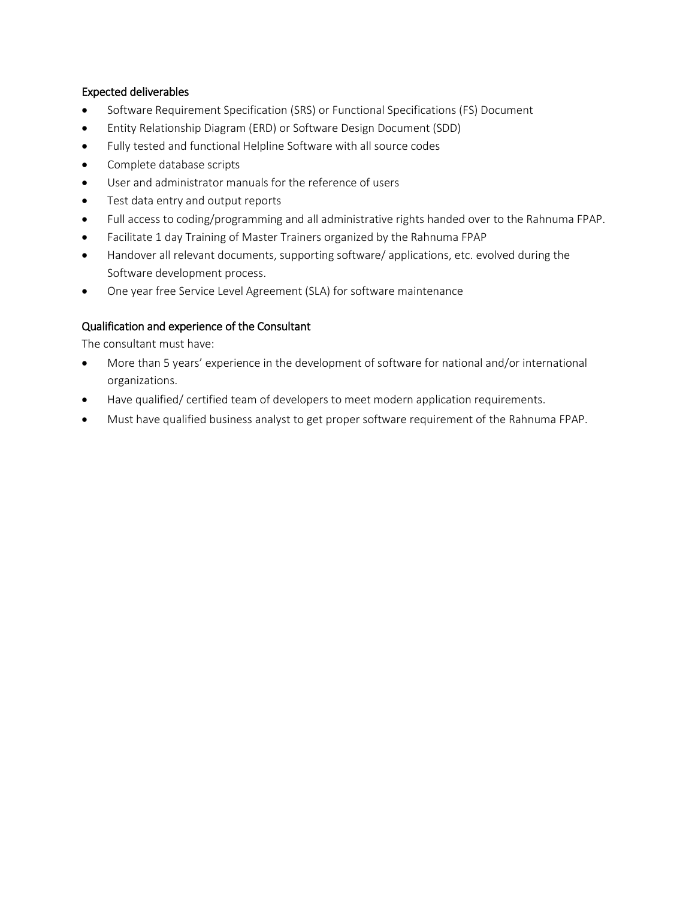### Expected deliverables

- Software Requirement Specification (SRS) or Functional Specifications (FS) Document
- Entity Relationship Diagram (ERD) or Software Design Document (SDD)
- Fully tested and functional Helpline Software with all source codes
- Complete database scripts
- User and administrator manuals for the reference of users
- Test data entry and output reports
- Full access to coding/programming and all administrative rights handed over to the Rahnuma FPAP.
- Facilitate 1 day Training of Master Trainers organized by the Rahnuma FPAP
- Handover all relevant documents, supporting software/ applications, etc. evolved during the Software development process.
- One year free Service Level Agreement (SLA) for software maintenance

### Qualification and experience of the Consultant

The consultant must have:

- More than 5 years' experience in the development of software for national and/or international organizations.
- Have qualified/ certified team of developers to meet modern application requirements.
- Must have qualified business analyst to get proper software requirement of the Rahnuma FPAP.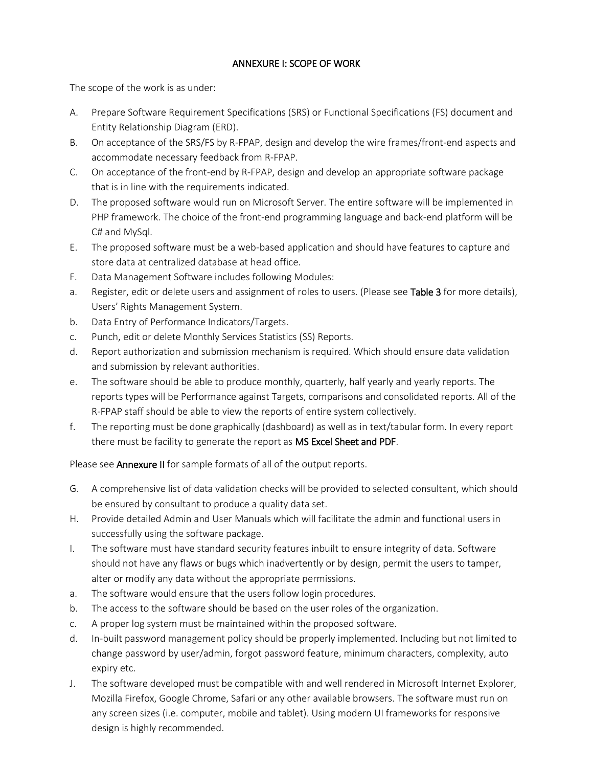# ANNEXURE I: SCOPE OF WORK

The scope of the work is as under:

A. Prepare Software Requirement Specifications (SRS) or Functional Specifications (FS) document and Entity Relationship Diagram (ERD).

B. On acceptance of the SRS/FS by R-FPAP, design and develop the wire frames/front-end aspects and accommodate necessary feedback from R-FPAP.

C. On acceptance of the front-end by R-FPAP, design and develop an appropriate software package that is in line with the requirements indicated.

D. The proposed software would run on Microsoft Server. The entire software will be implemented in PHP framework. The choice of the front-end programming language and back-end platform will be C# and MySql.

E. The proposed software must be a web-based application and should have features to capture and store data at centralized database at head office.

F. Data Management Software includes following Modules:

a. Register, edit or delete users and assignment of roles to users. (Please see **Table 3** for more details), Users' Rights Management System.

b. Data Entry of Performance Indicators/Targets.

c. Punch, edit or delete Monthly Services Statistics (SS) Reports.

d. Report authorization and submission mechanism is required. Which should ensure data validation and submission by relevant authorities.

e. The software should be able to produce monthly, quarterly, half yearly and yearly reports. The reports types will be Performance against Targets, comparisons and consolidated reports. All of the R-FPAP staff should be able to view the reports of entire system collectively.

f. The reporting must be done graphically (dashboard) as well as in text/tabular form. In every report there must be facility to generate the report as **MS Excel Sheet and PDF**.

Please see **Annexure II** for sample formats of all of the output reports.

G. A comprehensive list of data validation checks will be provided to selected consultant, which should be ensured by consultant to produce a quality data set.

H. Provide detailed Admin and User Manuals which will facilitate the admin and functional users in successfully using the software package.

I. The software must have standard security features inbuilt to ensure integrity of data. Software should not have any flaws or bugs which inadvertently or by design, permit the users to tamper, alter or modify any data without the appropriate permissions.

a. The software would ensure that the users follow login procedures.

b. The access to the software should be based on the user roles of the organization.

c. A proper log system must be maintained within the proposed software.

d. In-built password management policy should be properly implemented. Including but not limited to change password by user/admin, forgot password feature, minimum characters, complexity, auto expiry etc.

J. The software developed must be compatible with and well rendered in Microsoft Internet Explorer, Mozilla Firefox, Google Chrome, Safari or any other available browsers. The software must run on any screen sizes (i.e. computer, mobile and tablet). Using modern UI frameworks for responsive design is highly recommended.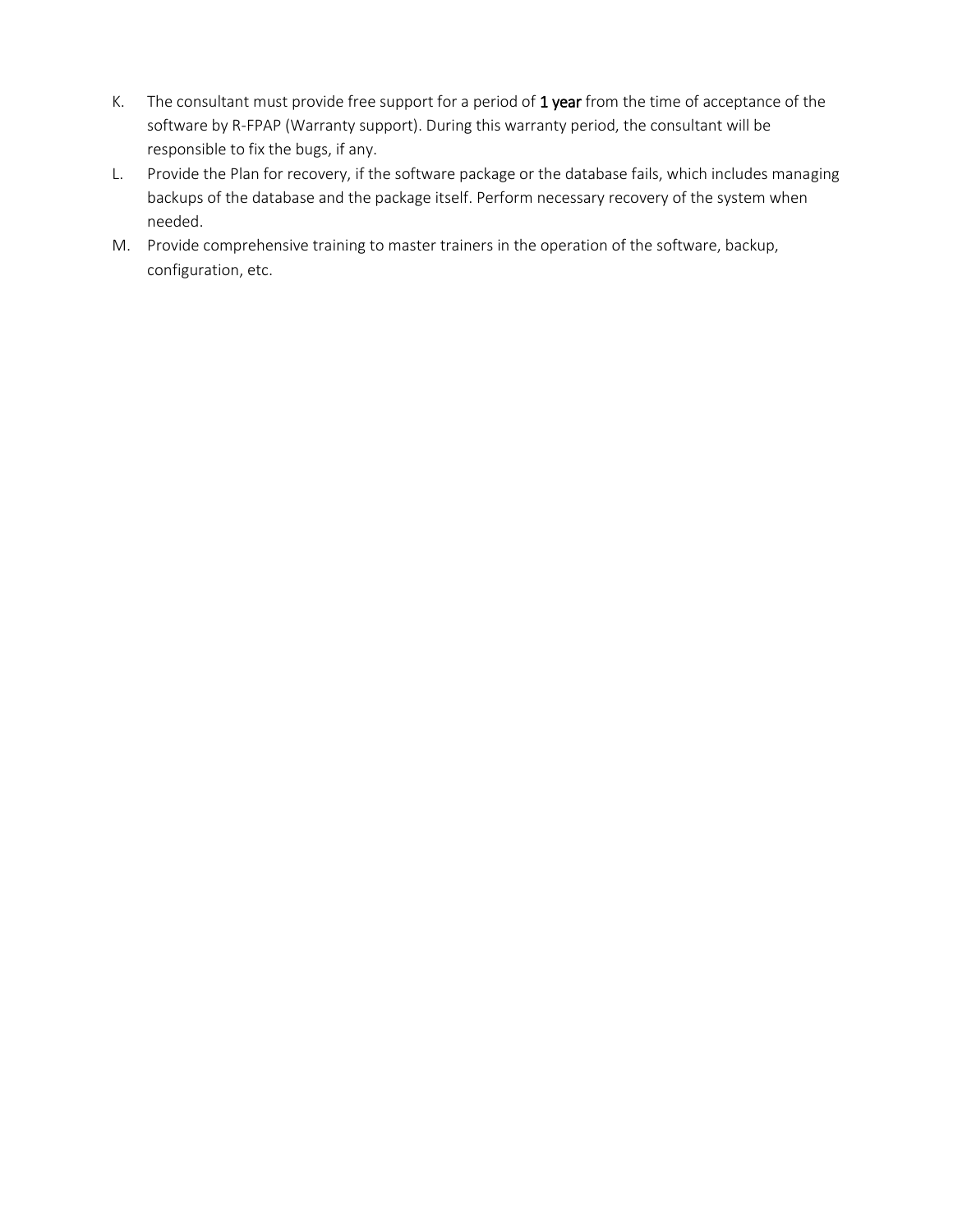K. The consultant must provide free support for a period of **1 year** from the time of acceptance of the software by R-FPAP (Warranty support). During this warranty period, the consultant will be responsible to fix the bugs, if any.

L. Provide the Plan for recovery, if the software package or the database fails, which includes managing backups of the database and the package itself. Perform necessary recovery of the system when needed.

M. Provide comprehensive training to master trainers in the operation of the software, backup, configuration, etc.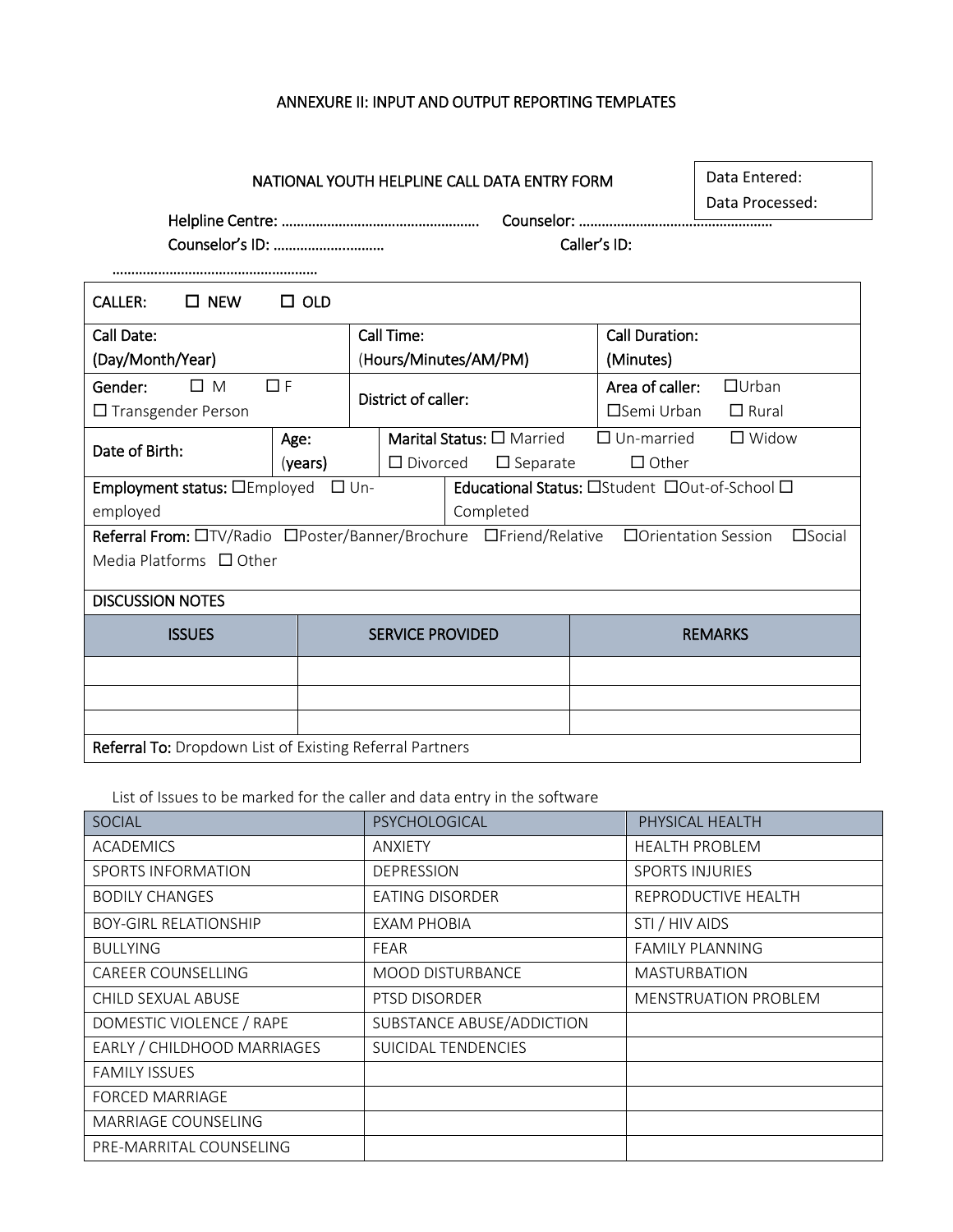# ANNEXURE II: INPUT AND OUTPUT REPORTING TEMPLATES

## NATIONAL YOUTH HELPLINE CALL DATA ENTRY FORM

| Data Entered: |
|---|
| Data Processed: |

Helpline Centre: …………………………………………… Counselor: …………………………………………

Counselor's ID: ……………………… Caller's ID: ………………………………………………

| CALLER: ☐ NEW ☐ OLD | | | | |
|---|---|---|---|---|
| Call Date: (Day/Month/Year) | | Call Time: (Hours/Minutes/AM/PM) | | Call Duration: (Minutes) |
| Gender: ☐ M ☐ F ☐ Transgender Person | | District of caller: | | Area of caller: ☐Urban ☐Semi Urban ☐ Rural |
| Date of Birth: | Age: (years) | Marital Status: ☐ Married ☐ Un-married ☐ Widow ☐ Divorced ☐ Separate ☐ Other | | |
| Employment status: ☐Employed ☐ Un-employed | | Educational Status: ☐Student ☐Out-of-School ☐ Completed | | |
| Referral From: ☐TV/Radio ☐Poster/Banner/Brochure ☐Friend/Relative ☐Orientation Session ☐Social Media Platforms ☐ Other | | | | |
| DISCUSSION NOTES | | | | |

| ISSUES | SERVICE PROVIDED | REMARKS |
|---|---|---|
| | | |
| | | |
| | | |
| Referral To: Dropdown List of Existing Referral Partners | | |

List of Issues to be marked for the caller and data entry in the software

| SOCIAL | PSYCHOLOGICAL | PHYSICAL HEALTH |
|---|---|---|
| ACADEMICS | ANXIETY | HEALTH PROBLEM |
| SPORTS INFORMATION | DEPRESSION | SPORTS INJURIES |
| BODILY CHANGES | EATING DISORDER | REPRODUCTIVE HEALTH |
| BOY-GIRL RELATIONSHIP | EXAM PHOBIA | STI / HIV AIDS |
| BULLYING | FEAR | FAMILY PLANNING |
| CAREER COUNSELLING | MOOD DISTURBANCE | MASTURBATION |
| CHILD SEXUAL ABUSE | PTSD DISORDER | MENSTRUATION PROBLEM |
| DOMESTIC VIOLENCE / RAPE | SUBSTANCE ABUSE/ADDICTION | |
| EARLY / CHILDHOOD MARRIAGES | SUICIDAL TENDENCIES | |
| FAMILY ISSUES | | |
| FORCED MARRIAGE | | |
| MARRIAGE COUNSELING | | |
| PRE-MARRITAL COUNSELING | | |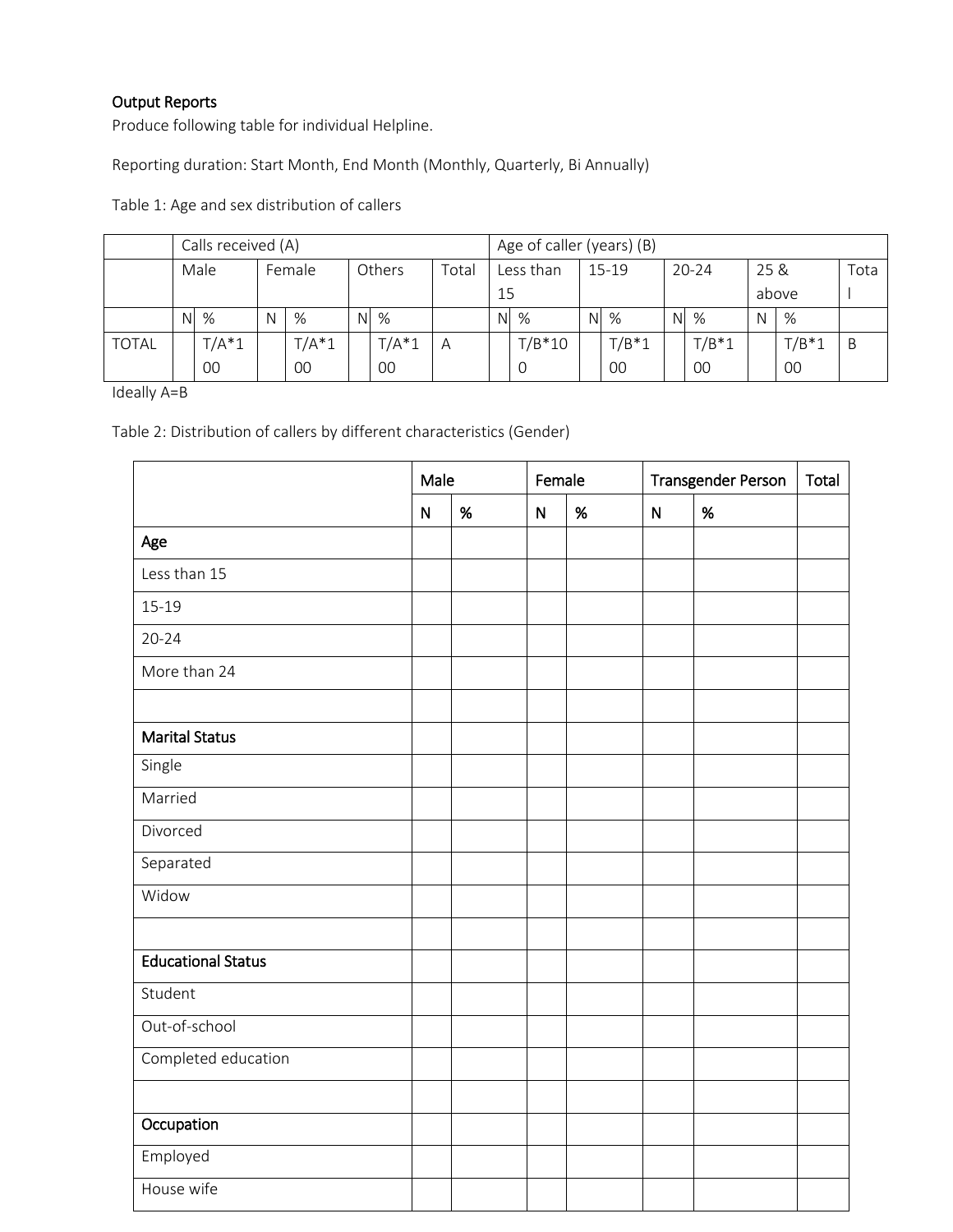**Output Reports**

Produce following table for individual Helpline.

Reporting duration: Start Month, End Month (Monthly, Quarterly, Bi Annually)

Table 1: Age and sex distribution of callers

| | Calls received (A) | | | | | | | Age of caller (years) (B) | | | | | | | | |
|---|---|---|---|---|---|---|---|---|---|---|---|---|---|---|---|---|
| | Male | | Female | | Others | | Total | Less than 15 | | 15-19 | | 20-24 | | 25 & above | | Total |
| | N | % | N | % | N | % | | N | % | N | % | N | % | N | % | |
| TOTAL | | T/A*100 | | T/A*100 | | T/A*100 | A | | T/B*100 | | T/B*100 | | T/B*100 | | T/B*100 | B |

Ideally A=B

Table 2: Distribution of callers by different characteristics (Gender)

| | Male | | Female | | Transgender Person | | Total |
|---|---|---|---|---|---|---|---|
| | N | % | N | % | N | % | |
| **Age** | | | | | | | |
| Less than 15 | | | | | | | |
| 15-19 | | | | | | | |
| 20-24 | | | | | | | |
| More than 24 | | | | | | | |
| | | | | | | | |
| **Marital Status** | | | | | | | |
| Single | | | | | | | |
| Married | | | | | | | |
| Divorced | | | | | | | |
| Separated | | | | | | | |
| Widow | | | | | | | |
| | | | | | | | |
| **Educational Status** | | | | | | | |
| Student | | | | | | | |
| Out-of-school | | | | | | | |
| Completed education | | | | | | | |
| | | | | | | | |
| **Occupation** | | | | | | | |
| Employed | | | | | | | |
| House wife | | | | | | | |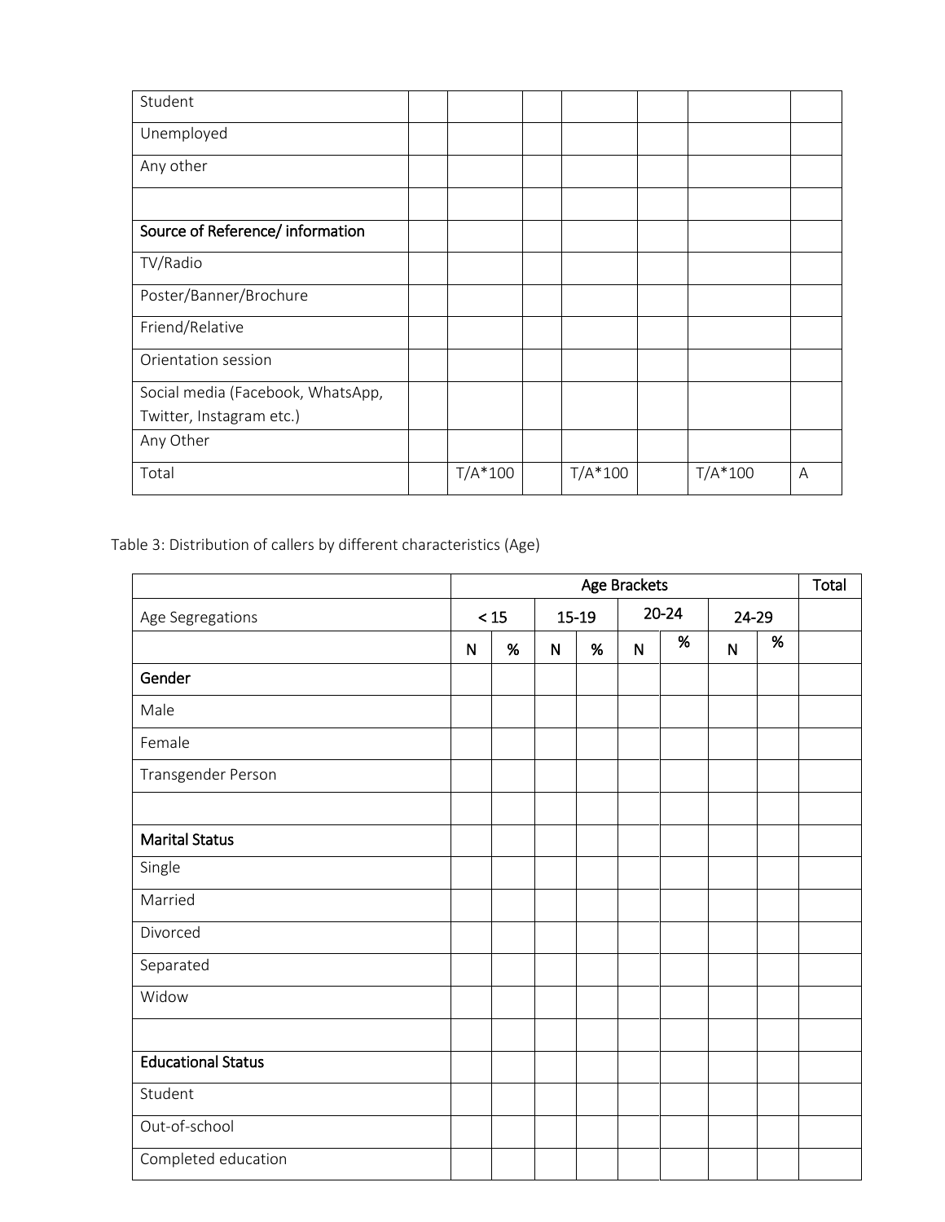| | | | | | | | |
|---|---|---|---|---|---|---|---|
| Student | | | | | | | |
| Unemployed | | | | | | | |
| Any other | | | | | | | |
| | | | | | | | |
| Source of Reference/ information | | | | | | | |
| TV/Radio | | | | | | | |
| Poster/Banner/Brochure | | | | | | | |
| Friend/Relative | | | | | | | |
| Orientation session | | | | | | | |
| Social media (Facebook, WhatsApp, Twitter, Instagram etc.) | | | | | | | |
| Any Other | | | | | | | |
| Total | | T/A*100 | | T/A*100 | | T/A*100 | A |

Table 3: Distribution of callers by different characteristics (Age)

| | Age Brackets | | | | | | | | Total |
|---|---|---|---|---|---|---|---|---|---|
| Age Segregations | < 15 | | 15-19 | | 20-24 | | 24-29 | | |
| | N | % | N | % | N | % | N | % | |
| **Gender** | | | | | | | | | |
| Male | | | | | | | | | |
| Female | | | | | | | | | |
| Transgender Person | | | | | | | | | |
| | | | | | | | | | |
| **Marital Status** | | | | | | | | | |
| Single | | | | | | | | | |
| Married | | | | | | | | | |
| Divorced | | | | | | | | | |
| Separated | | | | | | | | | |
| Widow | | | | | | | | | |
| | | | | | | | | | |
| **Educational Status** | | | | | | | | | |
| Student | | | | | | | | | |
| Out-of-school | | | | | | | | | |
| Completed education | | | | | | | | | |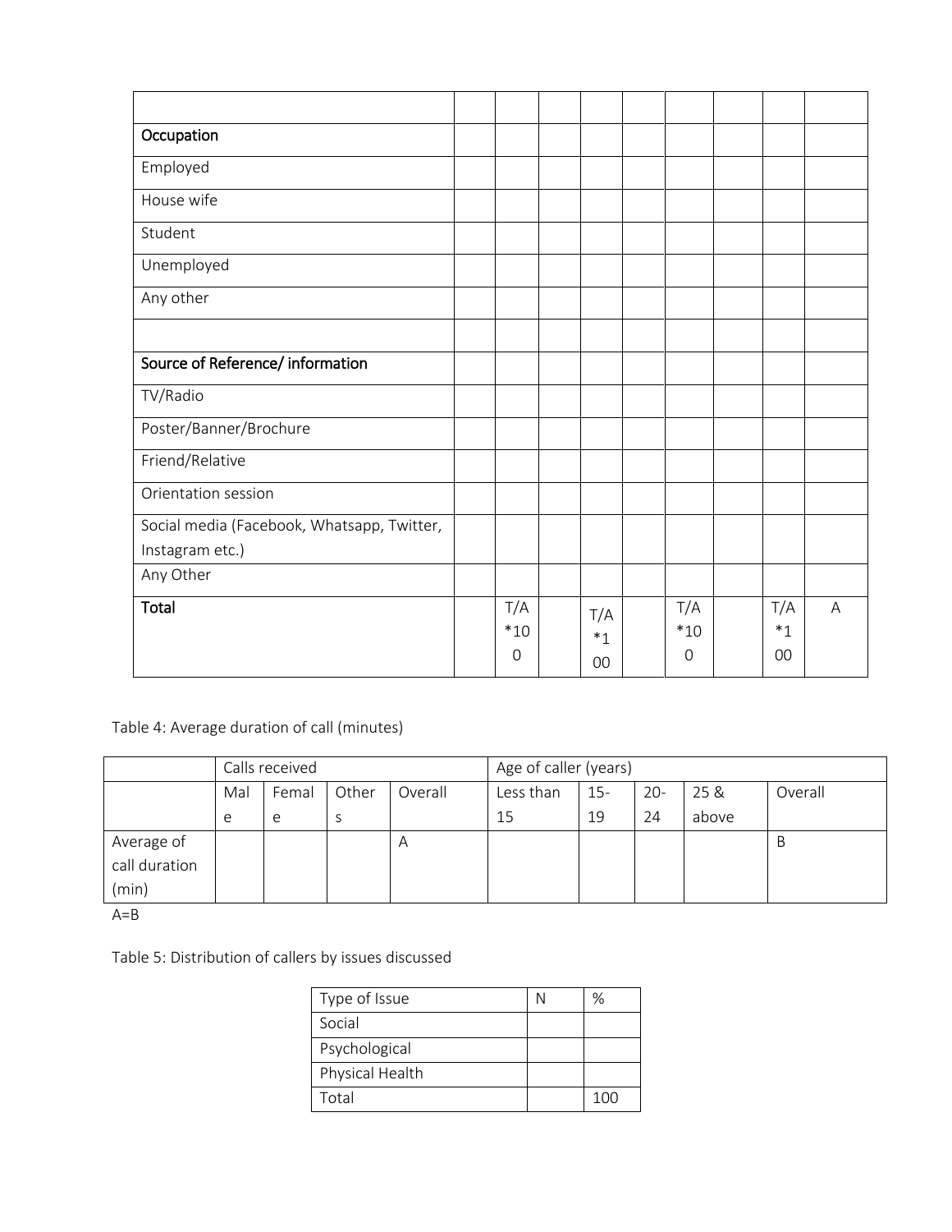| | | | | | | | | | |
|---|---|---|---|---|---|---|---|---|---|
| **Occupation** | | | | | | | | | |
| Employed | | | | | | | | | |
| House wife | | | | | | | | | |
| Student | | | | | | | | | |
| Unemployed | | | | | | | | | |
| Any other | | | | | | | | | |
| | | | | | | | | | |
| **Source of Reference/ information** | | | | | | | | | |
| TV/Radio | | | | | | | | | |
| Poster/Banner/Brochure | | | | | | | | | |
| Friend/Relative | | | | | | | | | |
| Orientation session | | | | | | | | | |
| Social media (Facebook, Whatsapp, Twitter, Instagram etc.) | | | | | | | | | |
| Any Other | | | | | | | | | |
| **Total** | | T/A *100 | | T/A *100 | | T/A *100 | | T/A *100 | A |

Table 4: Average duration of call (minutes)

| | Calls received | | | | Age of caller (years) | | | | |
|---|---|---|---|---|---|---|---|---|---|
| | Male | Female | Others | Overall | Less than 15 | 15-19 | 20-24 | 25 & above | Overall |
| Average of call duration (min) | | | | A | | | | | B |

A=B

Table 5: Distribution of callers by issues discussed

| Type of Issue | N | % |
|---|---|---|
| Social | | |
| Psychological | | |
| Physical Health | | |
| Total | | 100 |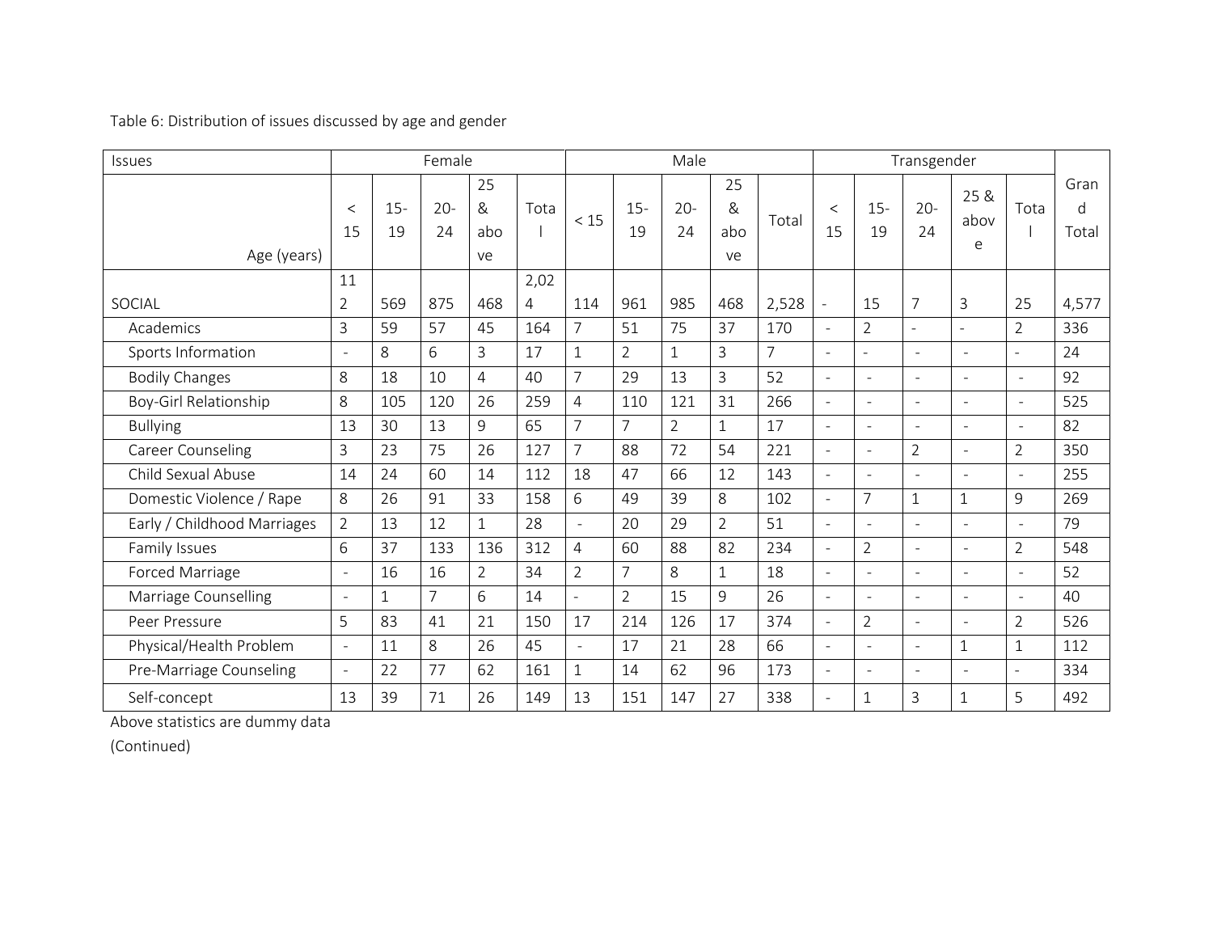Table 6: Distribution of issues discussed by age and gender

| Issues | Female | | | | | Male | | | | | Transgender | | | | | Grand Total |
|---|---|---|---|---|---|---|---|---|---|---|---|---|---|---|---|---|
| Age (years) | < 15 | 15-19 | 20-24 | 25 & above | Total | < 15 | 15-19 | 20-24 | 25 & above | Total | < 15 | 15-19 | 20-24 | 25 & above | Total | |
| SOCIAL | 112 | 569 | 875 | 468 | 2,024 | 114 | 961 | 985 | 468 | 2,528 | - | 15 | 7 | 3 | 25 | 4,577 |
| Academics | 3 | 59 | 57 | 45 | 164 | 7 | 51 | 75 | 37 | 170 | - | 2 | - | - | 2 | 336 |
| Sports Information | - | 8 | 6 | 3 | 17 | 1 | 2 | 1 | 3 | 7 | - | - | - | - | - | 24 |
| Bodily Changes | 8 | 18 | 10 | 4 | 40 | 7 | 29 | 13 | 3 | 52 | - | - | - | - | - | 92 |
| Boy-Girl Relationship | 8 | 105 | 120 | 26 | 259 | 4 | 110 | 121 | 31 | 266 | - | - | - | - | - | 525 |
| Bullying | 13 | 30 | 13 | 9 | 65 | 7 | 7 | 2 | 1 | 17 | - | - | - | - | - | 82 |
| Career Counseling | 3 | 23 | 75 | 26 | 127 | 7 | 88 | 72 | 54 | 221 | - | - | 2 | - | 2 | 350 |
| Child Sexual Abuse | 14 | 24 | 60 | 14 | 112 | 18 | 47 | 66 | 12 | 143 | - | - | - | - | - | 255 |
| Domestic Violence / Rape | 8 | 26 | 91 | 33 | 158 | 6 | 49 | 39 | 8 | 102 | - | 7 | 1 | 1 | 9 | 269 |
| Early / Childhood Marriages | 2 | 13 | 12 | 1 | 28 | - | 20 | 29 | 2 | 51 | - | - | - | - | - | 79 |
| Family Issues | 6 | 37 | 133 | 136 | 312 | 4 | 60 | 88 | 82 | 234 | - | 2 | - | - | 2 | 548 |
| Forced Marriage | - | 16 | 16 | 2 | 34 | 2 | 7 | 8 | 1 | 18 | - | - | - | - | - | 52 |
| Marriage Counselling | - | 1 | 7 | 6 | 14 | - | 2 | 15 | 9 | 26 | - | - | - | - | - | 40 |
| Peer Pressure | 5 | 83 | 41 | 21 | 150 | 17 | 214 | 126 | 17 | 374 | - | 2 | - | - | 2 | 526 |
| Physical/Health Problem | - | 11 | 8 | 26 | 45 | - | 17 | 21 | 28 | 66 | - | - | - | 1 | 1 | 112 |
| Pre-Marriage Counseling | - | 22 | 77 | 62 | 161 | 1 | 14 | 62 | 96 | 173 | - | - | - | - | - | 334 |
| Self-concept | 13 | 39 | 71 | 26 | 149 | 13 | 151 | 147 | 27 | 338 | - | 1 | 3 | 1 | 5 | 492 |

Above statistics are dummy data

(Continued)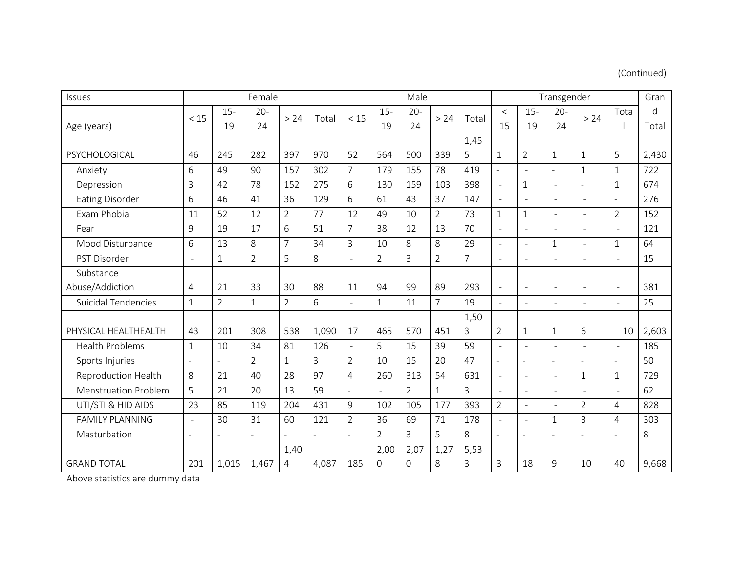(Continued)

| Issues | Female | | | | | Male | | | | | Transgender | | | | | Grand Total |
|---|---|---|---|---|---|---|---|---|---|---|---|---|---|---|---|---|
| Age (years) | < 15 | 15-19 | 20-24 | > 24 | Total | < 15 | 15-19 | 20-24 | > 24 | Total | < 15 | 15-19 | 20-24 | > 24 | Total | |
| PSYCHOLOGICAL | 46 | 245 | 282 | 397 | 970 | 52 | 564 | 500 | 339 | 1,455 | 1 | 2 | 1 | 1 | 5 | 2,430 |
| Anxiety | 6 | 49 | 90 | 157 | 302 | 7 | 179 | 155 | 78 | 419 | - | - | - | 1 | 1 | 722 |
| Depression | 3 | 42 | 78 | 152 | 275 | 6 | 130 | 159 | 103 | 398 | - | 1 | - | - | 1 | 674 |
| Eating Disorder | 6 | 46 | 41 | 36 | 129 | 6 | 61 | 43 | 37 | 147 | - | - | - | - | - | 276 |
| Exam Phobia | 11 | 52 | 12 | 2 | 77 | 12 | 49 | 10 | 2 | 73 | 1 | 1 | - | - | 2 | 152 |
| Fear | 9 | 19 | 17 | 6 | 51 | 7 | 38 | 12 | 13 | 70 | - | - | - | - | - | 121 |
| Mood Disturbance | 6 | 13 | 8 | 7 | 34 | 3 | 10 | 8 | 8 | 29 | - | - | 1 | - | 1 | 64 |
| PST Disorder | - | 1 | 2 | 5 | 8 | - | 2 | 3 | 2 | 7 | - | - | - | - | - | 15 |
| Substance Abuse/Addiction | 4 | 21 | 33 | 30 | 88 | 11 | 94 | 99 | 89 | 293 | - | - | - | - | - | 381 |
| Suicidal Tendencies | 1 | 2 | 1 | 2 | 6 | - | 1 | 11 | 7 | 19 | - | - | - | - | - | 25 |
| PHYSICAL HEALTHEALTH | 43 | 201 | 308 | 538 | 1,090 | 17 | 465 | 570 | 451 | 1,503 | 2 | 1 | 1 | 6 | 10 | 2,603 |
| Health Problems | 1 | 10 | 34 | 81 | 126 | - | 5 | 15 | 39 | 59 | - | - | - | - | - | 185 |
| Sports Injuries | - | - | 2 | 1 | 3 | 2 | 10 | 15 | 20 | 47 | - | - | - | - | - | 50 |
| Reproduction Health | 8 | 21 | 40 | 28 | 97 | 4 | 260 | 313 | 54 | 631 | - | - | - | 1 | 1 | 729 |
| Menstruation Problem | 5 | 21 | 20 | 13 | 59 | - | - | 2 | 1 | 3 | - | - | - | - | - | 62 |
| UTI/STI & HID AIDS | 23 | 85 | 119 | 204 | 431 | 9 | 102 | 105 | 177 | 393 | 2 | - | - | 2 | 4 | 828 |
| FAMILY PLANNING | - | 30 | 31 | 60 | 121 | 2 | 36 | 69 | 71 | 178 | - | - | 1 | 3 | 4 | 303 |
| Masturbation | - | - | - | - | - | - | 2 | 3 | 5 | 8 | - | - | - | - | - | 8 |
| GRAND TOTAL | 201 | 1,015 | 1,467 | 1,404 | 4,087 | 185 | 2,000 | 2,070 | 1,278 | 5,533 | 3 | 18 | 9 | 10 | 40 | 9,668 |

Above statistics are dummy data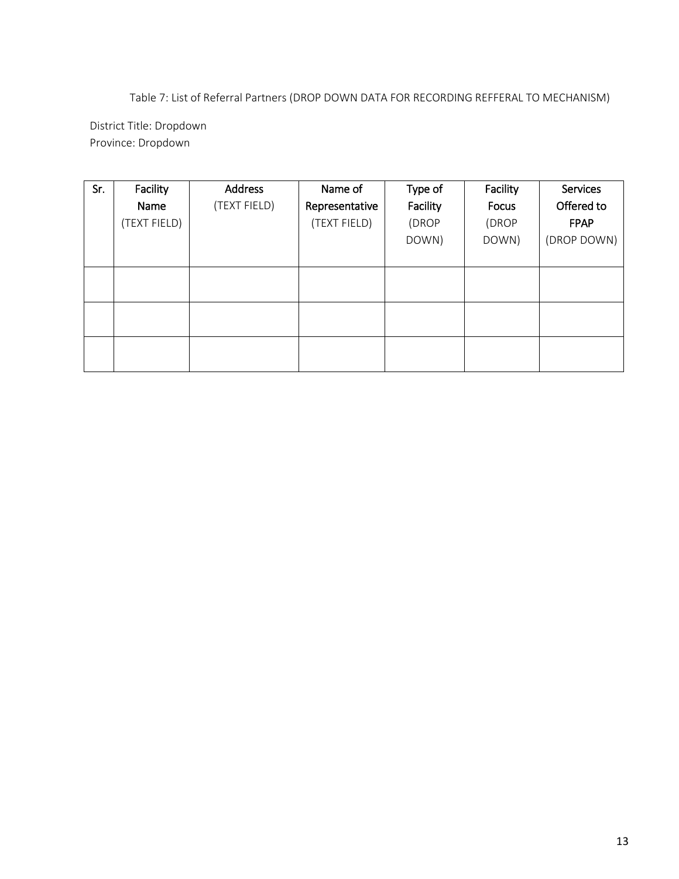Table 7: List of Referral Partners (DROP DOWN DATA FOR RECORDING REFFERAL TO MECHANISM)

District Title: Dropdown
Province: Dropdown

| Sr. | **Facility Name** (TEXT FIELD) | **Address** (TEXT FIELD) | **Name of Representative** (TEXT FIELD) | **Type of Facility** (DROP DOWN) | **Facility Focus** (DROP DOWN) | **Services Offered to FPAP** (DROP DOWN) |
|---|---|---|---|---|---|---|
| | | | | | | |
| | | | | | | |
| | | | | | | |